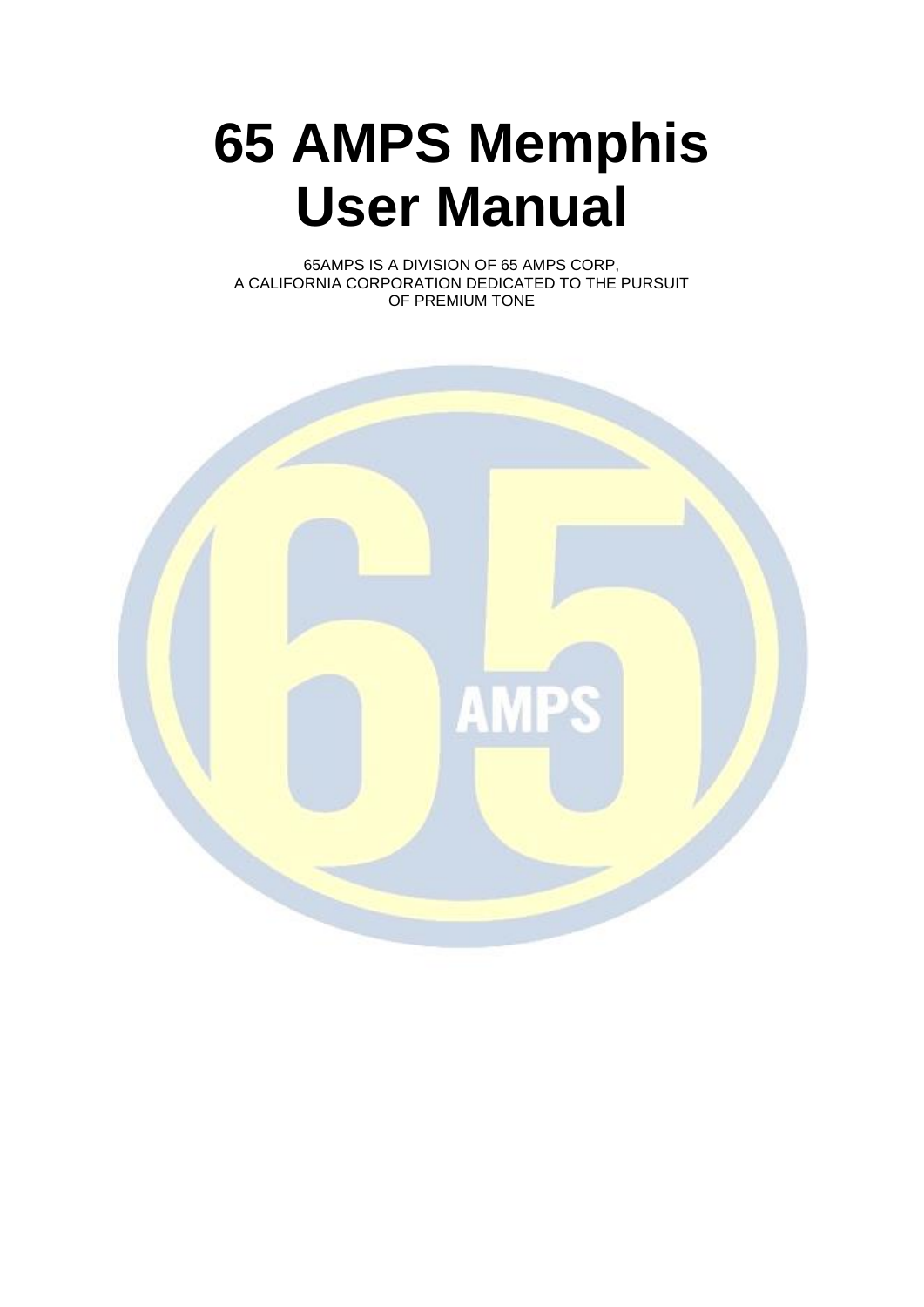# 65 AMPS Memphis User Manual

65AMPS IS A DIVISION OF 65 AMPS CORP,
A CALIFORNIA CORPORATION DEDICATED TO THE PURSUIT
OF PREMIUM TONE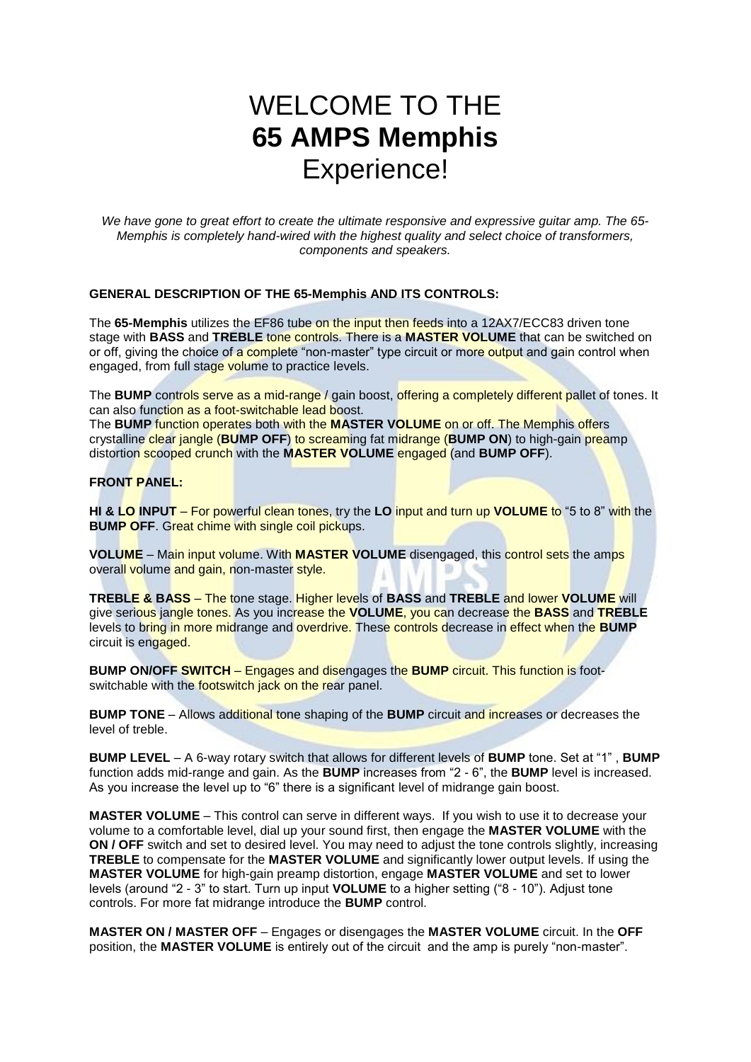# WELCOME TO THE **65 AMPS Memphis** Experience!

*We have gone to great effort to create the ultimate responsive and expressive guitar amp. The 65-Memphis is completely hand-wired with the highest quality and select choice of transformers, components and speakers.*

**GENERAL DESCRIPTION OF THE 65-Memphis AND ITS CONTROLS:**

The **65-Memphis** utilizes the EF86 tube on the input then feeds into a 12AX7/ECC83 driven tone stage with **BASS** and **TREBLE** tone controls. There is a **MASTER VOLUME** that can be switched on or off, giving the choice of a complete "non-master" type circuit or more output and gain control when engaged, from full stage volume to practice levels.

The **BUMP** controls serve as a mid-range / gain boost, offering a completely different pallet of tones. It can also function as a foot-switchable lead boost.
The **BUMP** function operates both with the **MASTER VOLUME** on or off. The Memphis offers crystalline clear jangle (**BUMP OFF**) to screaming fat midrange (**BUMP ON**) to high-gain preamp distortion scooped crunch with the **MASTER VOLUME** engaged (and **BUMP OFF**).

**FRONT PANEL:**

**HI & LO INPUT** – For powerful clean tones, try the **LO** input and turn up **VOLUME** to "5 to 8" with the **BUMP OFF**. Great chime with single coil pickups.

**VOLUME** – Main input volume. With **MASTER VOLUME** disengaged, this control sets the amps overall volume and gain, non-master style.

**TREBLE & BASS** – The tone stage. Higher levels of **BASS** and **TREBLE** and lower **VOLUME** will give serious jangle tones. As you increase the **VOLUME**, you can decrease the **BASS** and **TREBLE** levels to bring in more midrange and overdrive. These controls decrease in effect when the **BUMP** circuit is engaged.

**BUMP ON/OFF SWITCH** – Engages and disengages the **BUMP** circuit. This function is foot-switchable with the footswitch jack on the rear panel.

**BUMP TONE** – Allows additional tone shaping of the **BUMP** circuit and increases or decreases the level of treble.

**BUMP LEVEL** – A 6-way rotary switch that allows for different levels of **BUMP** tone. Set at "1" , **BUMP** function adds mid-range and gain. As the **BUMP** increases from "2 - 6", the **BUMP** level is increased. As you increase the level up to "6" there is a significant level of midrange gain boost.

**MASTER VOLUME** – This control can serve in different ways. If you wish to use it to decrease your volume to a comfortable level, dial up your sound first, then engage the **MASTER VOLUME** with the **ON / OFF** switch and set to desired level. You may need to adjust the tone controls slightly, increasing **TREBLE** to compensate for the **MASTER VOLUME** and significantly lower output levels. If using the **MASTER VOLUME** for high-gain preamp distortion, engage **MASTER VOLUME** and set to lower levels (around "2 - 3" to start. Turn up input **VOLUME** to a higher setting ("8 - 10"). Adjust tone controls. For more fat midrange introduce the **BUMP** control.

**MASTER ON / MASTER OFF** – Engages or disengages the **MASTER VOLUME** circuit. In the **OFF** position, the **MASTER VOLUME** is entirely out of the circuit and the amp is purely "non-master".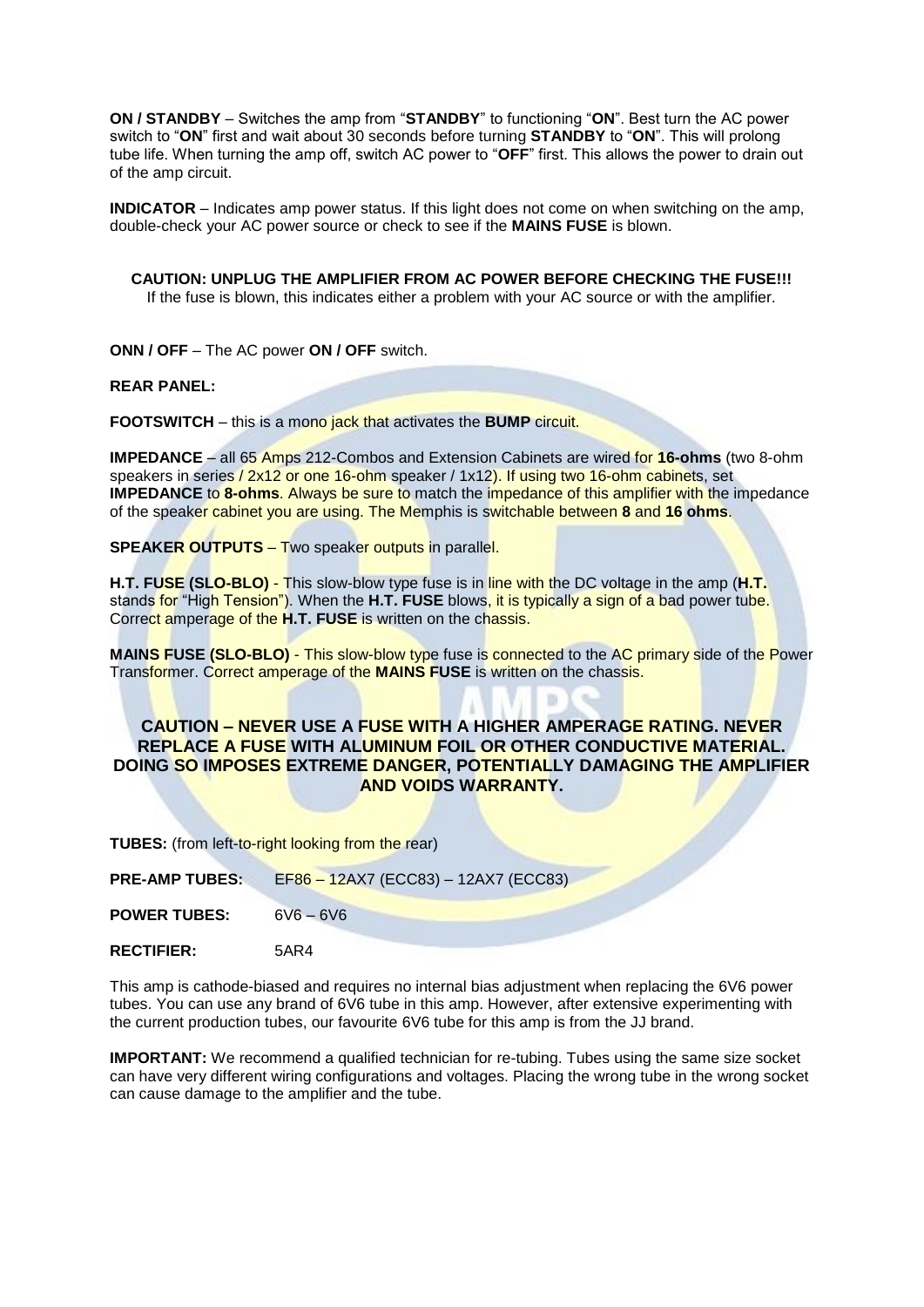**ON / STANDBY** – Switches the amp from "**STANDBY**" to functioning "**ON**". Best turn the AC power switch to "**ON**" first and wait about 30 seconds before turning **STANDBY** to "**ON**". This will prolong tube life. When turning the amp off, switch AC power to "**OFF**" first. This allows the power to drain out of the amp circuit.

**INDICATOR** – Indicates amp power status. If this light does not come on when switching on the amp, double-check your AC power source or check to see if the **MAINS FUSE** is blown.

**CAUTION: UNPLUG THE AMPLIFIER FROM AC POWER BEFORE CHECKING THE FUSE!!!**
If the fuse is blown, this indicates either a problem with your AC source or with the amplifier.

**ONN / OFF** – The AC power **ON / OFF** switch.

**REAR PANEL:**

**FOOTSWITCH** – this is a mono jack that activates the **BUMP** circuit.

**IMPEDANCE** – all 65 Amps 212-Combos and Extension Cabinets are wired for **16-ohms** (two 8-ohm speakers in series / 2x12 or one 16-ohm speaker / 1x12). If using two 16-ohm cabinets, set **IMPEDANCE** to **8-ohms**. Always be sure to match the impedance of this amplifier with the impedance of the speaker cabinet you are using. The Memphis is switchable between **8** and **16 ohms**.

**SPEAKER OUTPUTS** – Two speaker outputs in parallel.

**H.T. FUSE (SLO-BLO)** - This slow-blow type fuse is in line with the DC voltage in the amp (**H.T.** stands for "High Tension"). When the **H.T. FUSE** blows, it is typically a sign of a bad power tube. Correct amperage of the **H.T. FUSE** is written on the chassis.

**MAINS FUSE (SLO-BLO)** - This slow-blow type fuse is connected to the AC primary side of the Power Transformer. Correct amperage of the **MAINS FUSE** is written on the chassis.

**CAUTION – NEVER USE A FUSE WITH A HIGHER AMPERAGE RATING. NEVER REPLACE A FUSE WITH ALUMINUM FOIL OR OTHER CONDUCTIVE MATERIAL. DOING SO IMPOSES EXTREME DANGER, POTENTIALLY DAMAGING THE AMPLIFIER AND VOIDS WARRANTY.**

**TUBES:** (from left-to-right looking from the rear)

**PRE-AMP TUBES:** EF86 – 12AX7 (ECC83) – 12AX7 (ECC83)

**POWER TUBES:** 6V6 – 6V6

**RECTIFIER:** 5AR4

This amp is cathode-biased and requires no internal bias adjustment when replacing the 6V6 power tubes. You can use any brand of 6V6 tube in this amp. However, after extensive experimenting with the current production tubes, our favourite 6V6 tube for this amp is from the JJ brand.

**IMPORTANT:** We recommend a qualified technician for re-tubing. Tubes using the same size socket can have very different wiring configurations and voltages. Placing the wrong tube in the wrong socket can cause damage to the amplifier and the tube.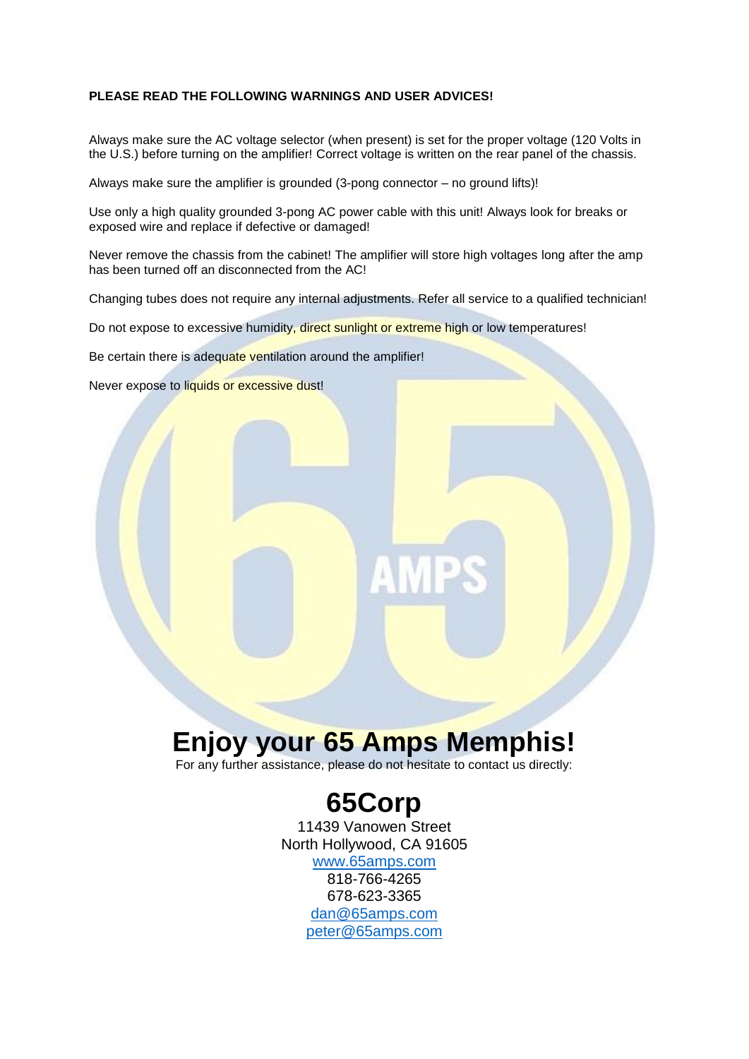**PLEASE READ THE FOLLOWING WARNINGS AND USER ADVICES!**

Always make sure the AC voltage selector (when present) is set for the proper voltage (120 Volts in the U.S.) before turning on the amplifier! Correct voltage is written on the rear panel of the chassis.

Always make sure the amplifier is grounded (3-pong connector – no ground lifts)!

Use only a high quality grounded 3-pong AC power cable with this unit! Always look for breaks or exposed wire and replace if defective or damaged!

Never remove the chassis from the cabinet! The amplifier will store high voltages long after the amp has been turned off an disconnected from the AC!

Changing tubes does not require any internal adjustments. Refer all service to a qualified technician!

Do not expose to excessive humidity, direct sunlight or extreme high or low temperatures!

Be certain there is adequate ventilation around the amplifier!

Never expose to liquids or excessive dust!

# Enjoy your 65 Amps Memphis!

For any further assistance, please do not hesitate to contact us directly:

## 65Corp

11439 Vanowen Street
North Hollywood, CA 91605
www.65amps.com
818-766-4265
678-623-3365
dan@65amps.com
peter@65amps.com